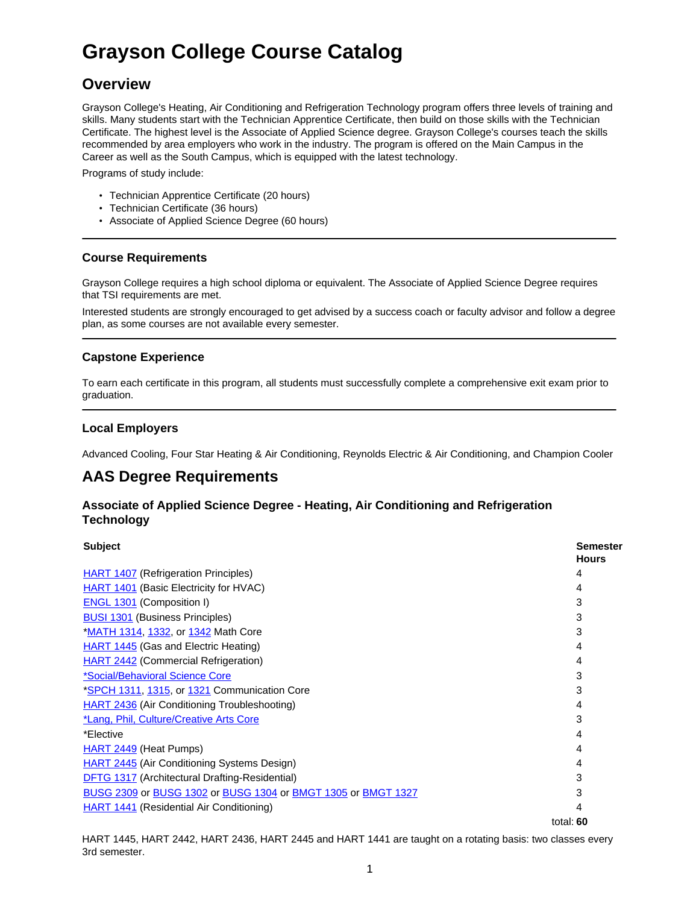# Grayson College Course Catalog

## Overview

Grayson College's Heating, Air Conditioning and Refrigeration Technology program offers three levels of training and skills. Many students start with the Technician Apprentice Certificate, then build on those skills with the Technician Certificate. The highest level is the Associate of Applied Science degree. Grayson College's courses teach the skills recommended by area employers who work in the industry. The program is offered on the Main Campus in the Career as well as the South Campus, which is equipped with the latest technology.

Programs of study include:

- Technician Apprentice Certificate (20 hours)
- Technician Certificate (36 hours)
- Associate of Applied Science Degree (60 hours)

---

### Course Requirements

Grayson College requires a high school diploma or equivalent. The Associate of Applied Science Degree requires that TSI requirements are met.

Interested students are strongly encouraged to get advised by a success coach or faculty advisor and follow a degree plan, as some courses are not available every semester.

---

### Capstone Experience

To earn each certificate in this program, all students must successfully complete a comprehensive exit exam prior to graduation.

---

### Local Employers

Advanced Cooling, Four Star Heating & Air Conditioning, Reynolds Electric & Air Conditioning, and Champion Cooler

## AAS Degree Requirements

### Associate of Applied Science Degree - Heating, Air Conditioning and Refrigeration Technology

| Subject | Semester Hours |
|---|---|
| HART 1407 (Refrigeration Principles) | 4 |
| HART 1401 (Basic Electricity for HVAC) | 4 |
| ENGL 1301 (Composition I) | 3 |
| BUSI 1301 (Business Principles) | 3 |
| *MATH 1314, 1332, or 1342 Math Core | 3 |
| HART 1445 (Gas and Electric Heating) | 4 |
| HART 2442 (Commercial Refrigeration) | 4 |
| *Social/Behavioral Science Core | 3 |
| *SPCH 1311, 1315, or 1321 Communication Core | 3 |
| HART 2436 (Air Conditioning Troubleshooting) | 4 |
| *Lang, Phil, Culture/Creative Arts Core | 3 |
| *Elective | 4 |
| HART 2449 (Heat Pumps) | 4 |
| HART 2445 (Air Conditioning Systems Design) | 4 |
| DFTG 1317 (Architectural Drafting-Residential) | 3 |
| BUSG 2309 or BUSG 1302 or BUSG 1304 or BMGT 1305 or BMGT 1327 | 3 |
| HART 1441 (Residential Air Conditioning) | 4 |
| | total: **60** |

HART 1445, HART 2442, HART 2436, HART 2445 and HART 1441 are taught on a rotating basis: two classes every 3rd semester.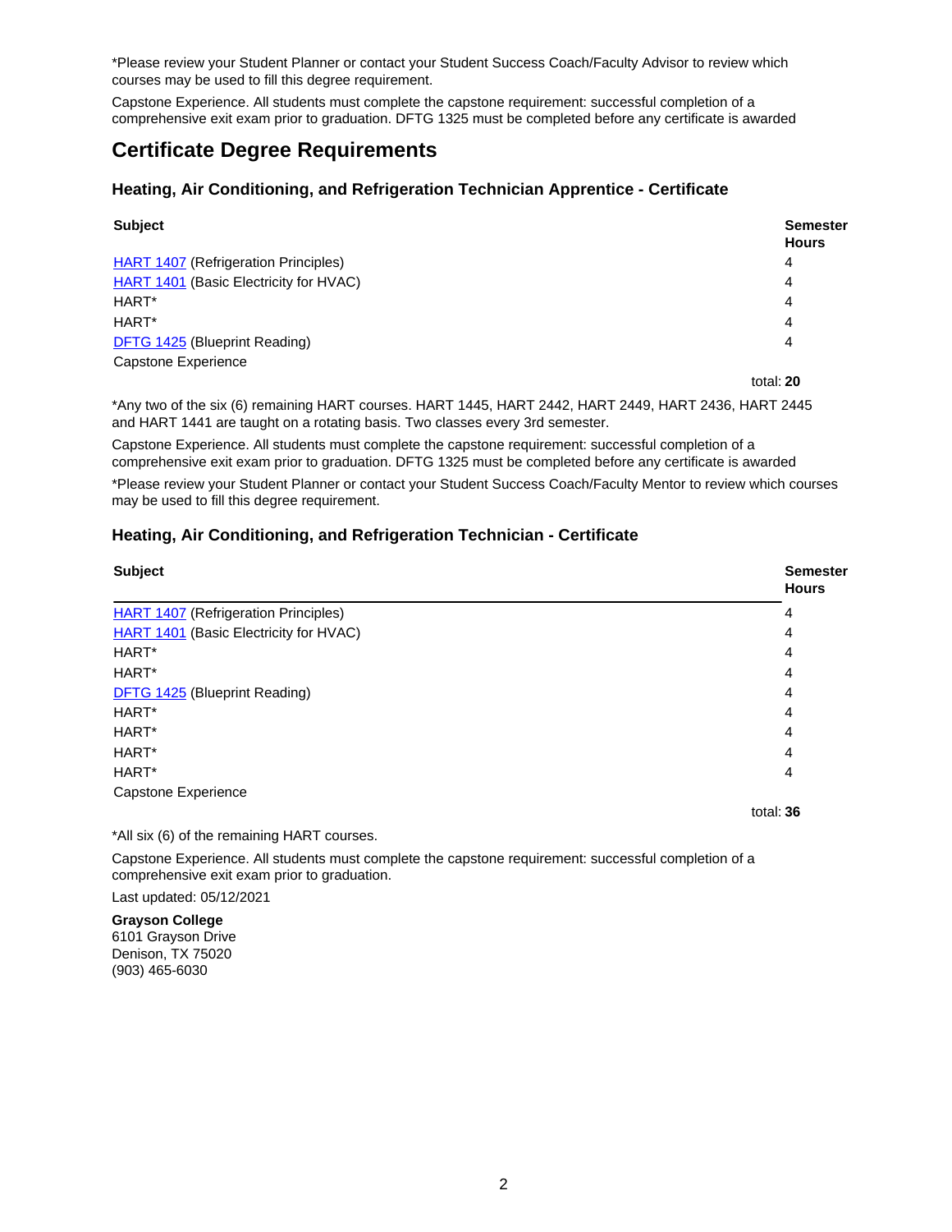*Please review your Student Planner or contact your Student Success Coach/Faculty Advisor to review which courses may be used to fill this degree requirement.

Capstone Experience. All students must complete the capstone requirement: successful completion of a comprehensive exit exam prior to graduation. DFTG 1325 must be completed before any certificate is awarded

## Certificate Degree Requirements

### Heating, Air Conditioning, and Refrigeration Technician Apprentice - Certificate

| Subject | Semester Hours |
|---|---|
| HART 1407 (Refrigeration Principles) | 4 |
| HART 1401 (Basic Electricity for HVAC) | 4 |
| HART* | 4 |
| HART* | 4 |
| DFTG 1425 (Blueprint Reading) | 4 |
| Capstone Experience | |
| | total: **20** |

*Any two of the six (6) remaining HART courses. HART 1445, HART 2442, HART 2449, HART 2436, HART 2445 and HART 1441 are taught on a rotating basis. Two classes every 3rd semester.

Capstone Experience. All students must complete the capstone requirement: successful completion of a comprehensive exit exam prior to graduation. DFTG 1325 must be completed before any certificate is awarded

*Please review your Student Planner or contact your Student Success Coach/Faculty Mentor to review which courses may be used to fill this degree requirement.

### Heating, Air Conditioning, and Refrigeration Technician - Certificate

| Subject | Semester Hours |
|---|---|
| HART 1407 (Refrigeration Principles) | 4 |
| HART 1401 (Basic Electricity for HVAC) | 4 |
| HART* | 4 |
| HART* | 4 |
| DFTG 1425 (Blueprint Reading) | 4 |
| HART* | 4 |
| HART* | 4 |
| HART* | 4 |
| HART* | 4 |
| Capstone Experience | |
| | total: **36** |

*All six (6) of the remaining HART courses.

Capstone Experience. All students must complete the capstone requirement: successful completion of a comprehensive exit exam prior to graduation.

Last updated: 05/12/2021

**Grayson College**
6101 Grayson Drive
Denison, TX 75020
(903) 465-6030